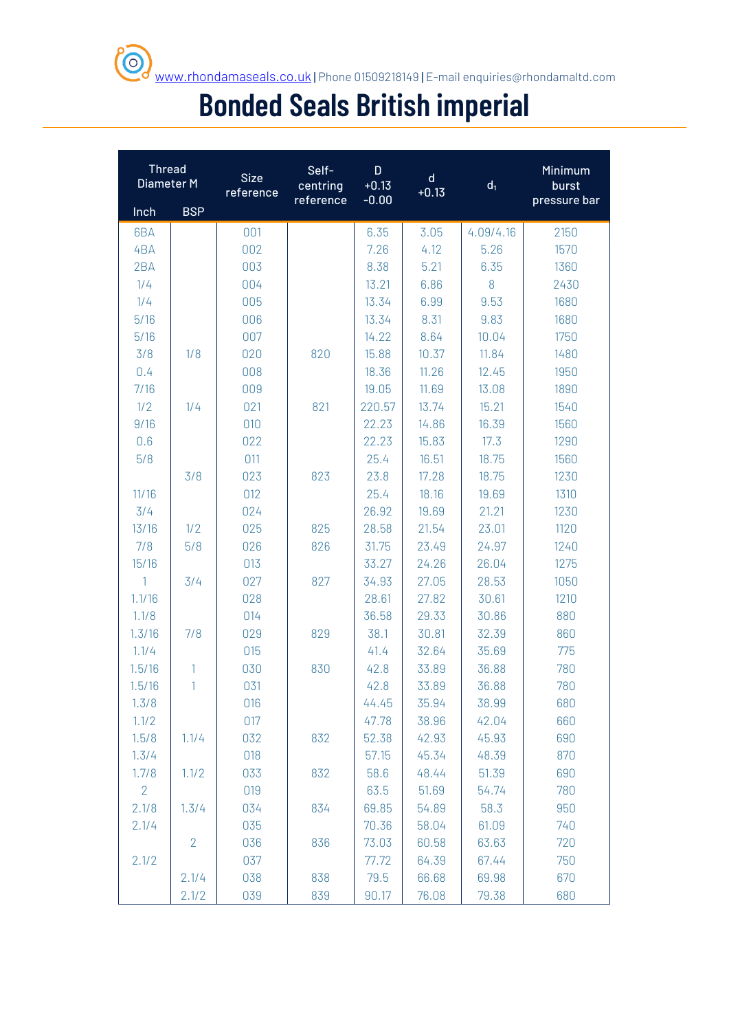www.rhondamaseals.co.uk | Phone 01509218149 | E-mail enquiries@rhondamaltd.com

# Bonded Seals British imperial

| Thread Diameter M | | Size reference | Self-centring reference | D +0.13 -0.00 | d +0.13 | $d_1$ | Minimum burst pressure bar |
|---|---|---|---|---|---|---|---|
| Inch | BSP | | | | | | |
| 6BA | | 001 | | 6.35 | 3.05 | 4.09/4.16 | 2150 |
| 4BA | | 002 | | 7.26 | 4.12 | 5.26 | 1570 |
| 2BA | | 003 | | 8.38 | 5.21 | 6.35 | 1360 |
| 1/4 | | 004 | | 13.21 | 6.86 | 8 | 2430 |
| 1/4 | | 005 | | 13.34 | 6.99 | 9.53 | 1680 |
| 5/16 | | 006 | | 13.34 | 8.31 | 9.83 | 1680 |
| 5/16 | | 007 | | 14.22 | 8.64 | 10.04 | 1750 |
| 3/8 | 1/8 | 020 | 820 | 15.88 | 10.37 | 11.84 | 1480 |
| 0.4 | | 008 | | 18.36 | 11.26 | 12.45 | 1950 |
| 7/16 | | 009 | | 19.05 | 11.69 | 13.08 | 1890 |
| 1/2 | 1/4 | 021 | 821 | 220.57 | 13.74 | 15.21 | 1540 |
| 9/16 | | 010 | | 22.23 | 14.86 | 16.39 | 1560 |
| 0.6 | | 022 | | 22.23 | 15.83 | 17.3 | 1290 |
| 5/8 | | 011 | | 25.4 | 16.51 | 18.75 | 1560 |
| | 3/8 | 023 | 823 | 23.8 | 17.28 | 18.75 | 1230 |
| 11/16 | | 012 | | 25.4 | 18.16 | 19.69 | 1310 |
| 3/4 | | 024 | | 26.92 | 19.69 | 21.21 | 1230 |
| 13/16 | 1/2 | 025 | 825 | 28.58 | 21.54 | 23.01 | 1120 |
| 7/8 | 5/8 | 026 | 826 | 31.75 | 23.49 | 24.97 | 1240 |
| 15/16 | | 013 | | 33.27 | 24.26 | 26.04 | 1275 |
| 1 | 3/4 | 027 | 827 | 34.93 | 27.05 | 28.53 | 1050 |
| 1.1/16 | | 028 | | 28.61 | 27.82 | 30.61 | 1210 |
| 1.1/8 | | 014 | | 36.58 | 29.33 | 30.86 | 880 |
| 1.3/16 | 7/8 | 029 | 829 | 38.1 | 30.81 | 32.39 | 860 |
| 1.1/4 | | 015 | | 41.4 | 32.64 | 35.69 | 775 |
| 1.5/16 | 1 | 030 | 830 | 42.8 | 33.89 | 36.88 | 780 |
| 1.5/16 | 1 | 031 | | 42.8 | 33.89 | 36.88 | 780 |
| 1.3/8 | | 016 | | 44.45 | 35.94 | 38.99 | 680 |
| 1.1/2 | | 017 | | 47.78 | 38.96 | 42.04 | 660 |
| 1.5/8 | 1.1/4 | 032 | 832 | 52.38 | 42.93 | 45.93 | 690 |
| 1.3/4 | | 018 | | 57.15 | 45.34 | 48.39 | 870 |
| 1.7/8 | 1.1/2 | 033 | 832 | 58.6 | 48.44 | 51.39 | 690 |
| 2 | | 019 | | 63.5 | 51.69 | 54.74 | 780 |
| 2.1/8 | 1.3/4 | 034 | 834 | 69.85 | 54.89 | 58.3 | 950 |
| 2.1/4 | | 035 | | 70.36 | 58.04 | 61.09 | 740 |
| | 2 | 036 | 836 | 73.03 | 60.58 | 63.63 | 720 |
| 2.1/2 | | 037 | | 77.72 | 64.39 | 67.44 | 750 |
| | 2.1/4 | 038 | 838 | 79.5 | 66.68 | 69.98 | 670 |
| | 2.1/2 | 039 | 839 | 90.17 | 76.08 | 79.38 | 680 |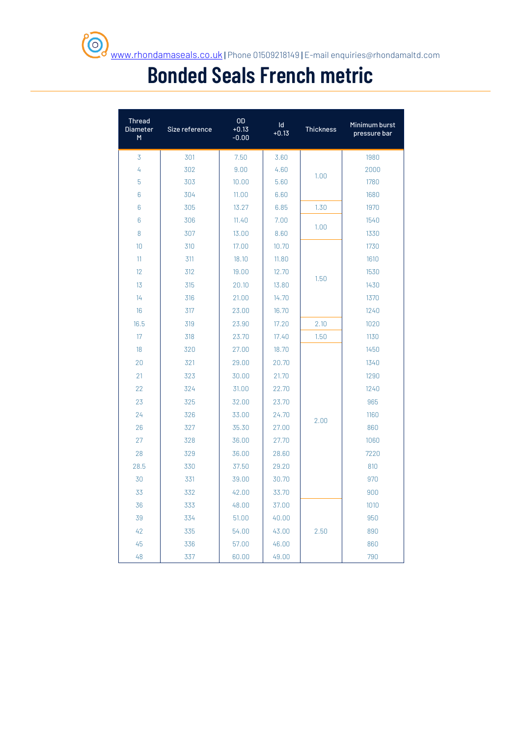# Bonded Seals French metric

| Thread Diameter M | Size reference | OD +0.13 -0.00 | Id +0.13 | Thickness | Minimum burst pressure bar |
|---|---|---|---|---|---|
| 3 | 301 | 7.50 | 3.60 | 1.00 | 1980 |
| 4 | 302 | 9.00 | 4.60 | 1.00 | 2000 |
| 5 | 303 | 10.00 | 5.60 | 1.00 | 1780 |
| 6 | 304 | 11.00 | 6.60 | 1.00 | 1680 |
| 6 | 305 | 13.27 | 6.85 | 1.30 | 1970 |
| 6 | 306 | 11.40 | 7.00 | 1.00 | 1540 |
| 8 | 307 | 13.00 | 8.60 | 1.00 | 1330 |
| 10 | 310 | 17.00 | 10.70 | 1.50 | 1730 |
| 11 | 311 | 18.10 | 11.80 | 1.50 | 1610 |
| 12 | 312 | 19.00 | 12.70 | 1.50 | 1530 |
| 13 | 315 | 20.10 | 13.80 | 1.50 | 1430 |
| 14 | 316 | 21.00 | 14.70 | 1.50 | 1370 |
| 16 | 317 | 23.00 | 16.70 | 1.50 | 1240 |
| 16.5 | 319 | 23.90 | 17.20 | 2.10 | 1020 |
| 17 | 318 | 23.70 | 17.40 | 1.50 | 1130 |
| 18 | 320 | 27.00 | 18.70 | 2.00 | 1450 |
| 20 | 321 | 29.00 | 20.70 | 2.00 | 1340 |
| 21 | 323 | 30.00 | 21.70 | 2.00 | 1290 |
| 22 | 324 | 31.00 | 22.70 | 2.00 | 1240 |
| 23 | 325 | 32.00 | 23.70 | 2.00 | 965 |
| 24 | 326 | 33.00 | 24.70 | 2.00 | 1160 |
| 26 | 327 | 35.30 | 27.00 | 2.00 | 860 |
| 27 | 328 | 36.00 | 27.70 | 2.00 | 1060 |
| 28 | 329 | 36.00 | 28.60 | 2.00 | 7220 |
| 28.5 | 330 | 37.50 | 29.20 | 2.00 | 810 |
| 30 | 331 | 39.00 | 30.70 | 2.00 | 970 |
| 33 | 332 | 42.00 | 33.70 | 2.00 | 900 |
| 36 | 333 | 48.00 | 37.00 | 2.50 | 1010 |
| 39 | 334 | 51.00 | 40.00 | 2.50 | 950 |
| 42 | 335 | 54.00 | 43.00 | 2.50 | 890 |
| 45 | 336 | 57.00 | 46.00 | 2.50 | 860 |
| 48 | 337 | 60.00 | 49.00 | 2.50 | 790 |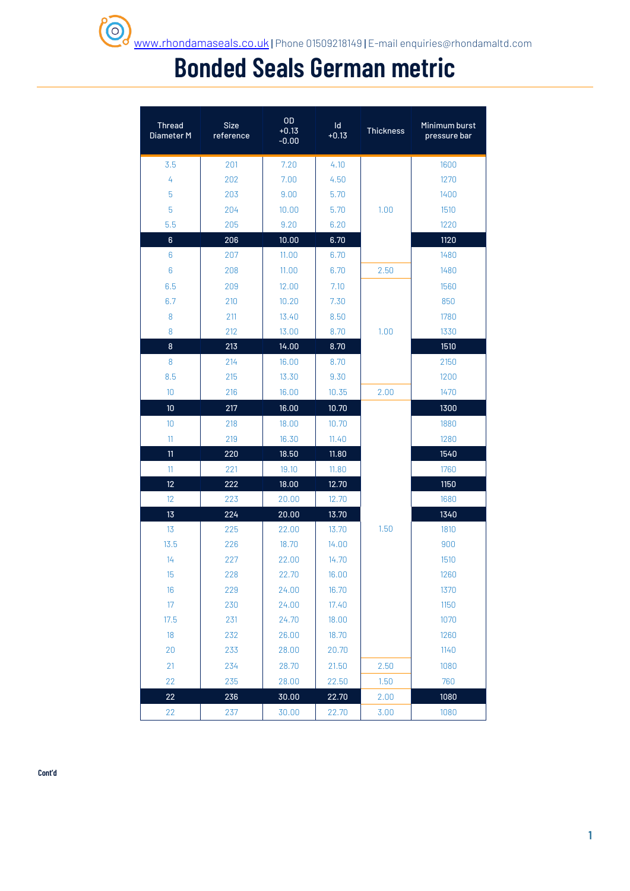www.rhondamaseals.co.uk | Phone 01509218149 | E-mail enquiries@rhondamaltd.com

# Bonded Seals German metric

| Thread Diameter M | Size reference | OD +0.13 -0.00 | Id +0.13 | Thickness | Minimum burst pressure bar |
|---|---|---|---|---|---|
| 3.5 | 201 | 7.20 | 4.10 | 1.00 | 1600 |
| 4 | 202 | 7.00 | 4.50 | 1.00 | 1270 |
| 5 | 203 | 9.00 | 5.70 | 1.00 | 1400 |
| 5 | 204 | 10.00 | 5.70 | 1.00 | 1510 |
| 5.5 | 205 | 9.20 | 6.20 | 1.00 | 1220 |
| **6** | **206** | **10.00** | **6.70** | **1.00** | **1120** |
| 6 | 207 | 11.00 | 6.70 | 1.00 | 1480 |
| 6 | 208 | 11.00 | 6.70 | 2.50 | 1480 |
| 6.5 | 209 | 12.00 | 7.10 | 1.00 | 1560 |
| 6.7 | 210 | 10.20 | 7.30 | 1.00 | 850 |
| 8 | 211 | 13.40 | 8.50 | 1.00 | 1780 |
| 8 | 212 | 13.00 | 8.70 | 1.00 | 1330 |
| **8** | **213** | **14.00** | **8.70** | **1.00** | **1510** |
| 8 | 214 | 16.00 | 8.70 | 1.00 | 2150 |
| 8.5 | 215 | 13.30 | 9.30 | 1.00 | 1200 |
| 10 | 216 | 16.00 | 10.35 | 2.00 | 1470 |
| **10** | **217** | **16.00** | **10.70** | **1.50** | **1300** |
| 10 | 218 | 18.00 | 10.70 | 1.50 | 1880 |
| 11 | 219 | 16.30 | 11.40 | 1.50 | 1280 |
| **11** | **220** | **18.50** | **11.80** | **1.50** | **1540** |
| 11 | 221 | 19.10 | 11.80 | 1.50 | 1760 |
| **12** | **222** | **18.00** | **12.70** | **1.50** | **1150** |
| 12 | 223 | 20.00 | 12.70 | 1.50 | 1680 |
| **13** | **224** | **20.00** | **13.70** | **1.50** | **1340** |
| 13 | 225 | 22.00 | 13.70 | 1.50 | 1810 |
| 13.5 | 226 | 18.70 | 14.00 | 1.50 | 900 |
| 14 | 227 | 22.00 | 14.70 | 1.50 | 1510 |
| 15 | 228 | 22.70 | 16.00 | 1.50 | 1260 |
| 16 | 229 | 24.00 | 16.70 | 1.50 | 1370 |
| 17 | 230 | 24.00 | 17.40 | 1.50 | 1150 |
| 17.5 | 231 | 24.70 | 18.00 | 1.50 | 1070 |
| 18 | 232 | 26.00 | 18.70 | 1.50 | 1260 |
| 20 | 233 | 28.00 | 20.70 | 1.50 | 1140 |
| 21 | 234 | 28.70 | 21.50 | 2.50 | 1080 |
| 22 | 235 | 28.00 | 22.50 | 1.50 | 760 |
| **22** | **236** | **30.00** | **22.70** | **2.00** | **1080** |
| 22 | 237 | 30.00 | 22.70 | 3.00 | 1080 |

**Cont'd**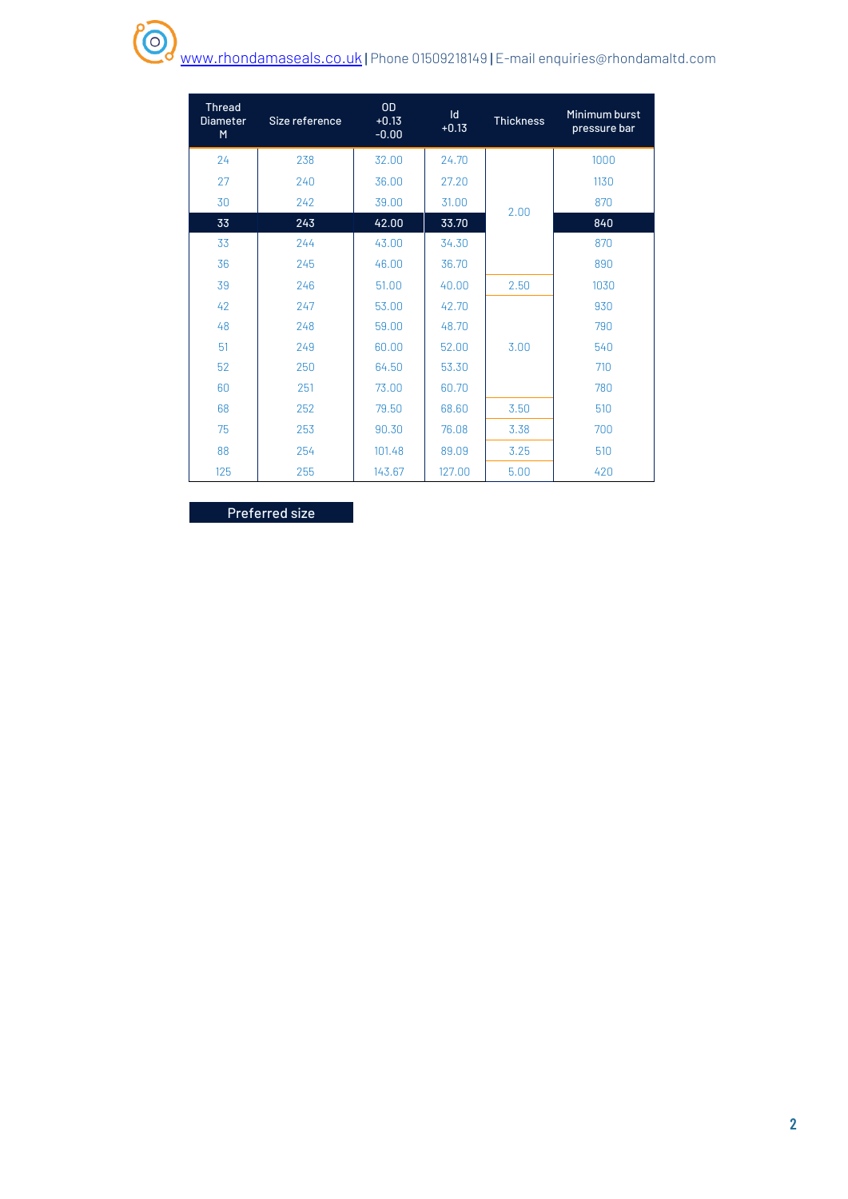www.rhondamaseals.co.uk | Phone 01509218149 | E-mail enquiries@rhondamaltd.com

| Thread Diameter M | Size reference | OD +0.13 -0.00 | Id +0.13 | Thickness | Minimum burst pressure bar |
|---|---|---|---|---|---|
| 24 | 238 | 32.00 | 24.70 | 2.00 | 1000 |
| 27 | 240 | 36.00 | 27.20 | 2.00 | 1130 |
| 30 | 242 | 39.00 | 31.00 | 2.00 | 870 |
| **33** | **243** | **42.00** | **33.70** | 2.00 | **840** |
| 33 | 244 | 43.00 | 34.30 | 2.00 | 870 |
| 36 | 245 | 46.00 | 36.70 | 2.00 | 890 |
| 39 | 246 | 51.00 | 40.00 | 2.50 | 1030 |
| 42 | 247 | 53.00 | 42.70 | 3.00 | 930 |
| 48 | 248 | 59.00 | 48.70 | 3.00 | 790 |
| 51 | 249 | 60.00 | 52.00 | 3.00 | 540 |
| 52 | 250 | 64.50 | 53.30 | 3.00 | 710 |
| 60 | 251 | 73.00 | 60.70 | 3.00 | 780 |
| 68 | 252 | 79.50 | 68.60 | 3.50 | 510 |
| 75 | 253 | 90.30 | 76.08 | 3.38 | 700 |
| 88 | 254 | 101.48 | 89.09 | 3.25 | 510 |
| 125 | 255 | 143.67 | 127.00 | 5.00 | 420 |

**Preferred size**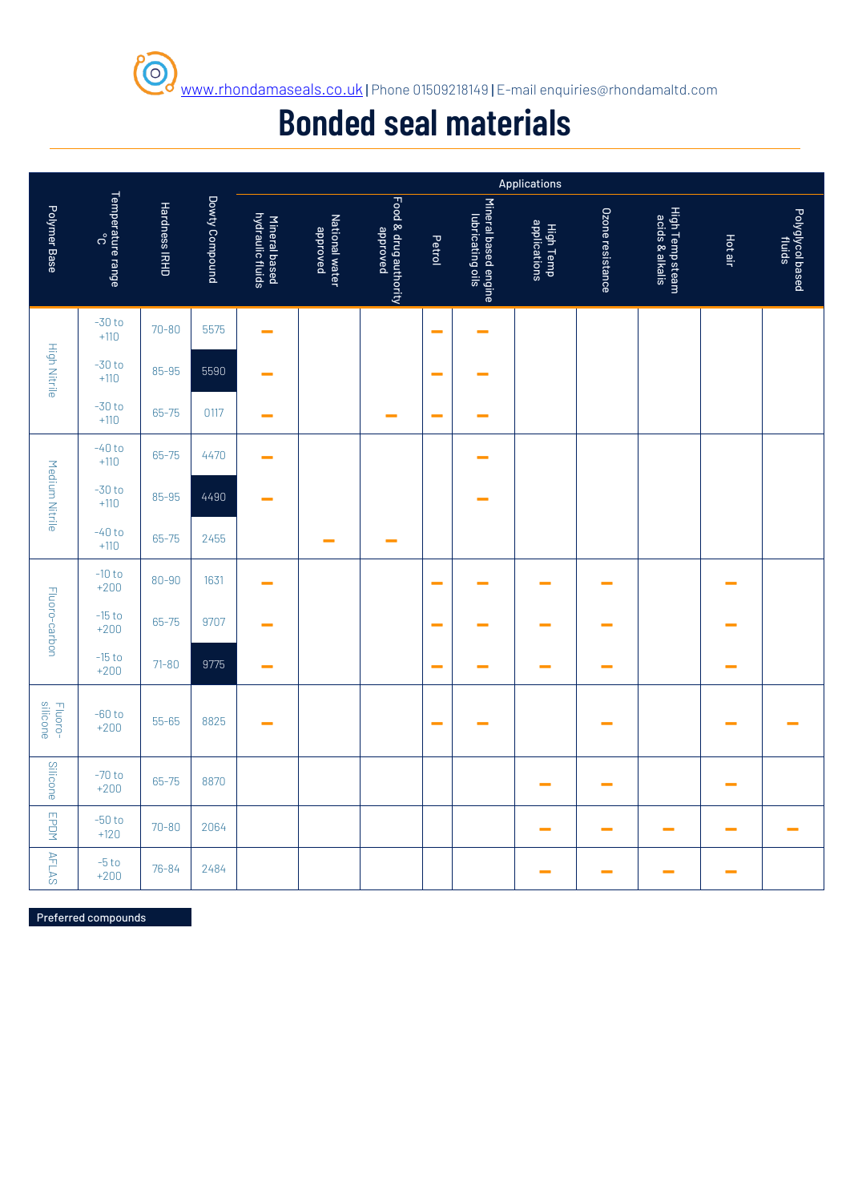www.rhondamaseals.co.uk | Phone 01509218149 | E-mail enquiries@rhondamaltd.com

# Bonded seal materials

| Polymer Base | Temperature range °C | Hardness IRHD | Dowty Compound | Applications | | | | | | | | | |
|---|---|---|---|---|---|---|---|---|---|---|---|---|---|
| | | | | Mineral based hydraulic fluids | National water approved | Food & drug authority approved | Petrol | Mineral based engine lubricating oils | High Temp applications | Ozone resistance | High Temp steam acids & alkalis | Hot air | Polyglycol based fluids |
| High Nitrile | -30 to +110 | 70-80 | 5575 | – | | | – | – | | | | | |
| | -30 to +110 | 85-95 | **5590** | – | | | – | – | | | | | |
| | -30 to +110 | 65-75 | 0117 | – | | – | – | – | | | | | |
| Medium Nitrile | -40 to +110 | 65-75 | 4470 | – | | | | – | | | | | |
| | -30 to +110 | 85-95 | **4490** | – | | | | – | | | | | |
| | -40 to +110 | 65-75 | 2455 | | – | – | | | | | | | |
| Fluoro-carbon | -10 to +200 | 80-90 | 1631 | – | | | – | – | – | – | | – | |
| | -15 to +200 | 65-75 | 9707 | – | | | – | – | – | – | | – | |
| | -15 to +200 | 71-80 | **9775** | – | | | – | – | – | – | | – | |
| Fluoro-silicone | -60 to +200 | 55-65 | 8825 | – | | | – | – | | – | | – | – |
| Silicone | -70 to +200 | 65-75 | 8870 | | | | | | – | – | | – | |
| EPDM | -50 to +120 | 70-80 | 2064 | | | | | | – | – | – | – | – |
| AFLAS | -5 to +200 | 76-84 | 2484 | | | | | | – | – | – | – | |

**Preferred compounds** (highlighted: 5590, 4490, 9775)